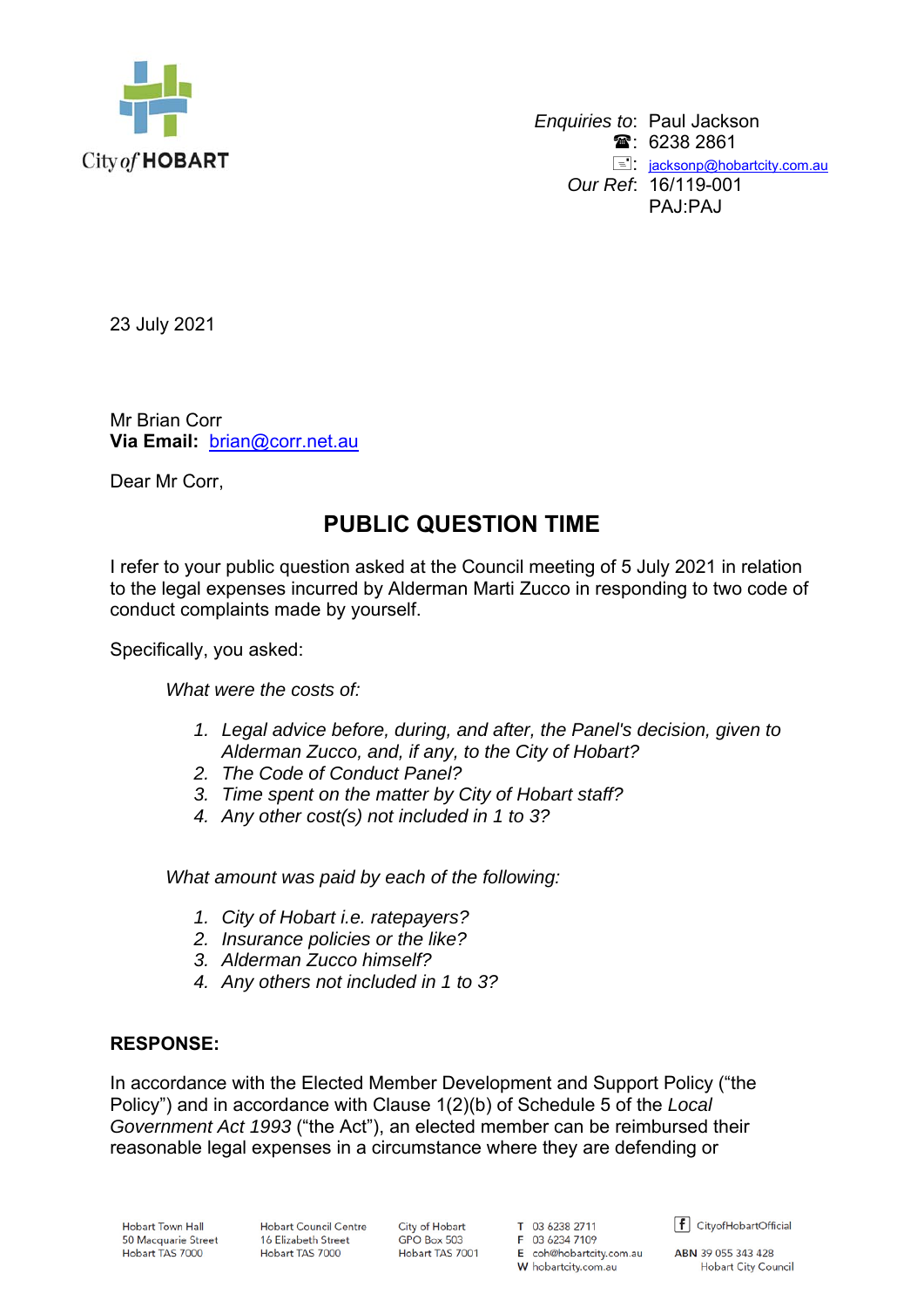City of HOBART

*Enquiries to*: Paul Jackson
☎: 6238 2861
✉: jacksonp@hobartcity.com.au
*Our Ref*: 16/119-001
PAJ:PAJ

23 July 2021

Mr Brian Corr
**Via Email:** brian@corr.net.au

Dear Mr Corr,

## PUBLIC QUESTION TIME

I refer to your public question asked at the Council meeting of 5 July 2021 in relation to the legal expenses incurred by Alderman Marti Zucco in responding to two code of conduct complaints made by yourself.

Specifically, you asked:

> *What were the costs of:*
>
> 1. *Legal advice before, during, and after, the Panel's decision, given to Alderman Zucco, and, if any, to the City of Hobart?*
> 2. *The Code of Conduct Panel?*
> 3. *Time spent on the matter by City of Hobart staff?*
> 4. *Any other cost(s) not included in 1 to 3?*
>
> *What amount was paid by each of the following:*
>
> 1. *City of Hobart i.e. ratepayers?*
> 2. *Insurance policies or the like?*
> 3. *Alderman Zucco himself?*
> 4. *Any others not included in 1 to 3?*

**RESPONSE:**

In accordance with the Elected Member Development and Support Policy ("the Policy") and in accordance with Clause 1(2)(b) of Schedule 5 of the *Local Government Act 1993* ("the Act"), an elected member can be reimbursed their reasonable legal expenses in a circumstance where they are defending or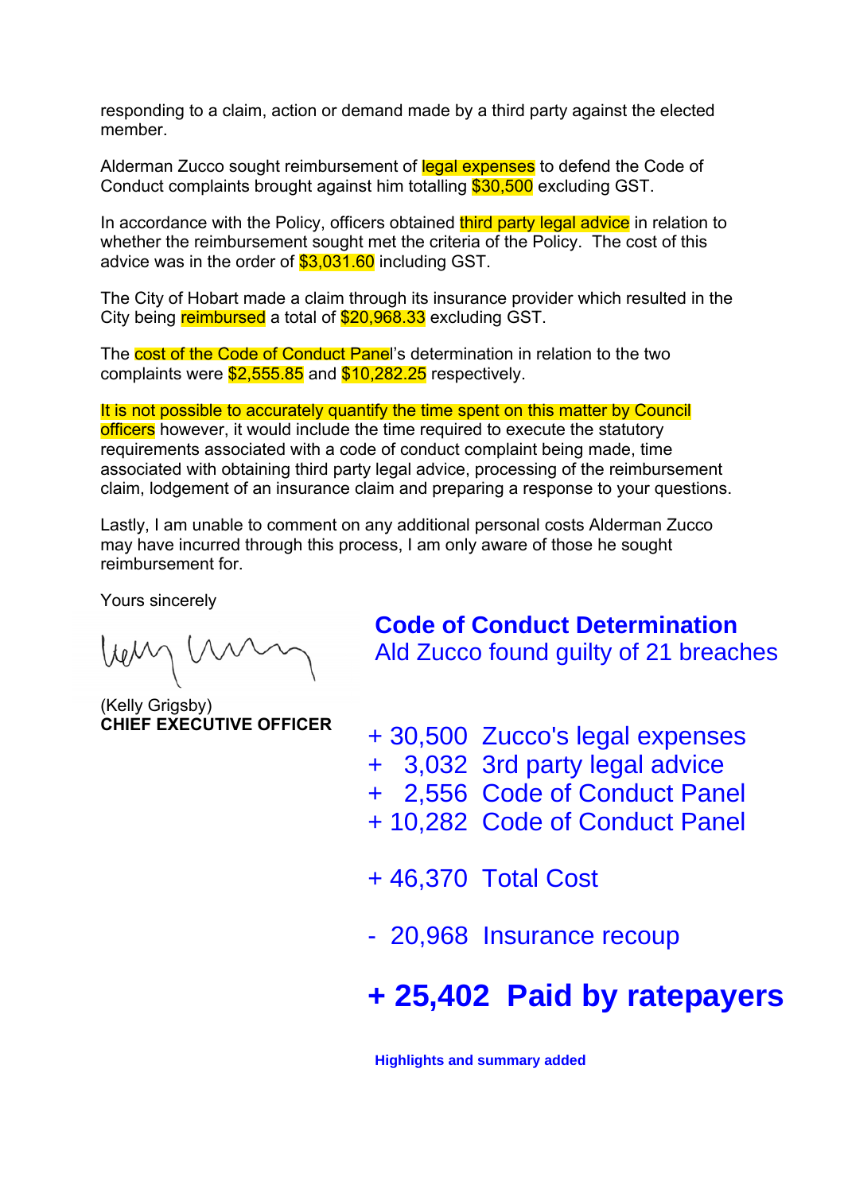responding to a claim, action or demand made by a third party against the elected member.

Alderman Zucco sought reimbursement of legal expenses to defend the Code of Conduct complaints brought against him totalling $30,500 excluding GST.

In accordance with the Policy, officers obtained third party legal advice in relation to whether the reimbursement sought met the criteria of the Policy. The cost of this advice was in the order of $3,031.60 including GST.

The City of Hobart made a claim through its insurance provider which resulted in the City being reimbursed a total of $20,968.33 excluding GST.

The cost of the Code of Conduct Panel's determination in relation to the two complaints were $2,555.85 and $10,282.25 respectively.

It is not possible to accurately quantify the time spent on this matter by Council officers however, it would include the time required to execute the statutory requirements associated with a code of conduct complaint being made, time associated with obtaining third party legal advice, processing of the reimbursement claim, lodgement of an insurance claim and preparing a response to your questions.

Lastly, I am unable to comment on any additional personal costs Alderman Zucco may have incurred through this process, I am only aware of those he sought reimbursement for.

Yours sincerely

(Kelly Grigsby)
**CHIEF EXECUTIVE OFFICER**

**Code of Conduct Determination**
Ald Zucco found guilty of 21 breaches

+ 30,500 Zucco's legal expenses
+ 3,032 3rd party legal advice
+ 2,556 Code of Conduct Panel
+ 10,282 Code of Conduct Panel

+ 46,370 Total Cost

- 20,968 Insurance recoup

**+ 25,402 Paid by ratepayers**

**Highlights and summary added**